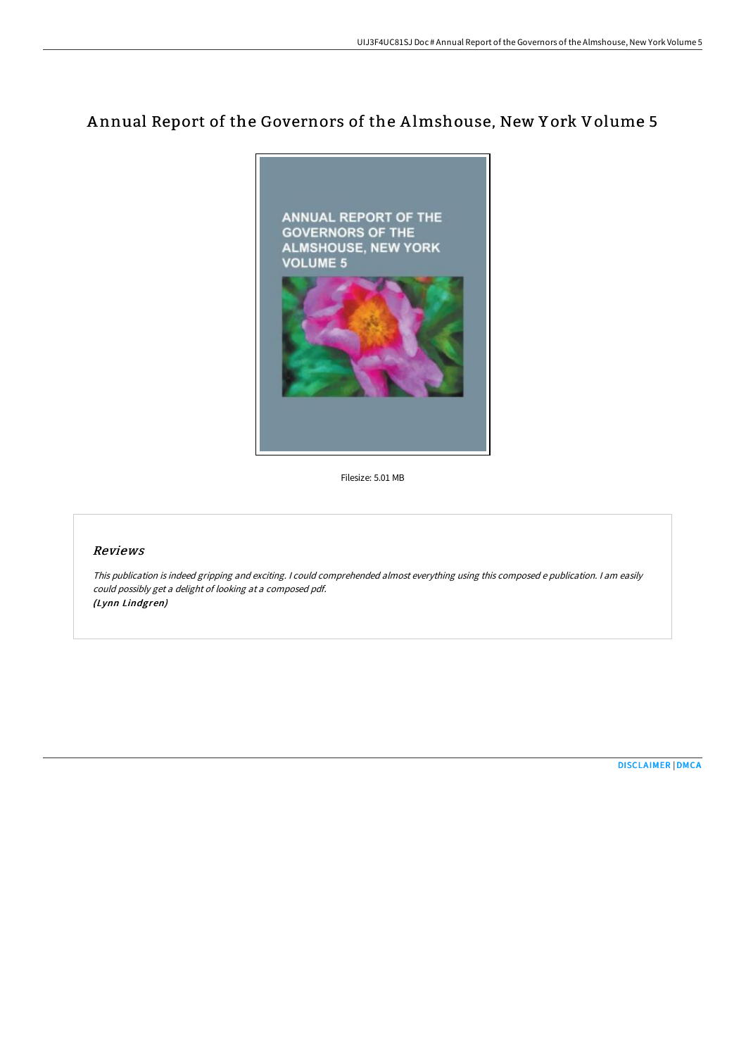# Annual Report of the Governors of the Almshouse, New York Volume 5

Filesize: 5.01 MB

## *Reviews*

*This publication is indeed gripping and exciting. I could comprehended almost everything using this composed e publication. I am easily could possibly get a delight of looking at a composed pdf.*
*(Lynn Lindgren)*

DISCLAIMER | DMCA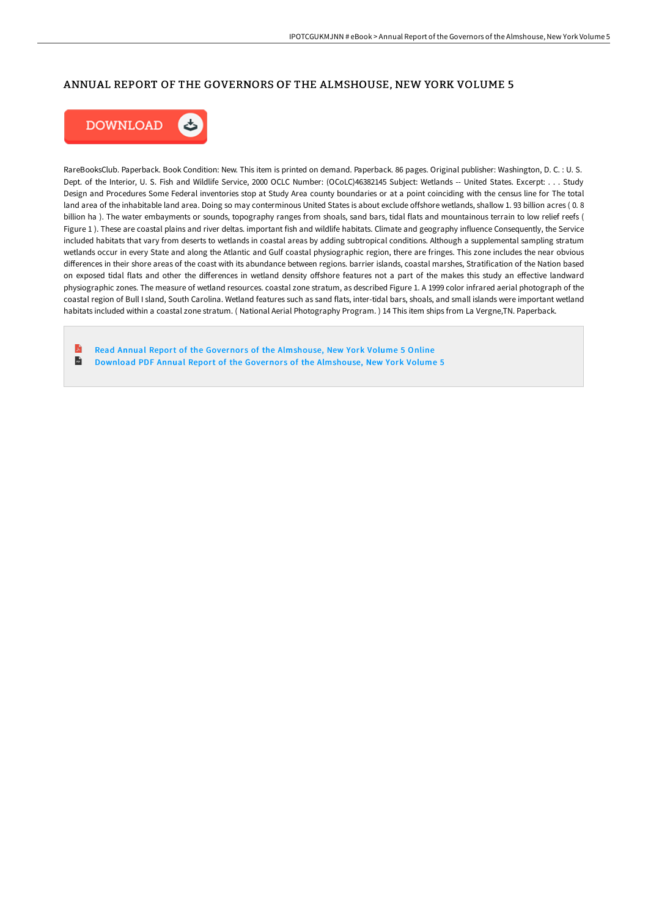# ANNUAL REPORT OF THE GOVERNORS OF THE ALMSHOUSE, NEW YORK VOLUME 5

DOWNLOAD

RareBooksClub. Paperback. Book Condition: New. This item is printed on demand. Paperback. 86 pages. Original publisher: Washington, D. C. : U. S. Dept. of the Interior, U. S. Fish and Wildlife Service, 2000 OCLC Number: (OCoLC)46382145 Subject: Wetlands -- United States. Excerpt: . . . Study Design and Procedures Some Federal inventories stop at Study Area county boundaries or at a point coinciding with the census line for The total land area of the inhabitable land area. Doing so may conterminous United States is about exclude offshore wetlands, shallow 1. 93 billion acres ( 0. 8 billion ha ). The water embayments or sounds, topography ranges from shoals, sand bars, tidal flats and mountainous terrain to low relief reefs ( Figure 1 ). These are coastal plains and river deltas. important fish and wildlife habitats. Climate and geography influence Consequently, the Service included habitats that vary from deserts to wetlands in coastal areas by adding subtropical conditions. Although a supplemental sampling stratum wetlands occur in every State and along the Atlantic and Gulf coastal physiographic region, there are fringes. This zone includes the near obvious differences in their shore areas of the coast with its abundance between regions. barrier islands, coastal marshes, Stratification of the Nation based on exposed tidal flats and other the differences in wetland density offshore features not a part of the makes this study an effective landward physiographic zones. The measure of wetland resources. coastal zone stratum, as described Figure 1. A 1999 color infrared aerial photograph of the coastal region of Bull I sland, South Carolina. Wetland features such as sand flats, inter-tidal bars, shoals, and small islands were important wetland habitats included within a coastal zone stratum. ( National Aerial Photography Program. ) 14 This item ships from La Vergne,TN. Paperback.

- Read Annual Report of the Governors of the Almshouse, New York Volume 5 Online
- Download PDF Annual Report of the Governors of the Almshouse, New York Volume 5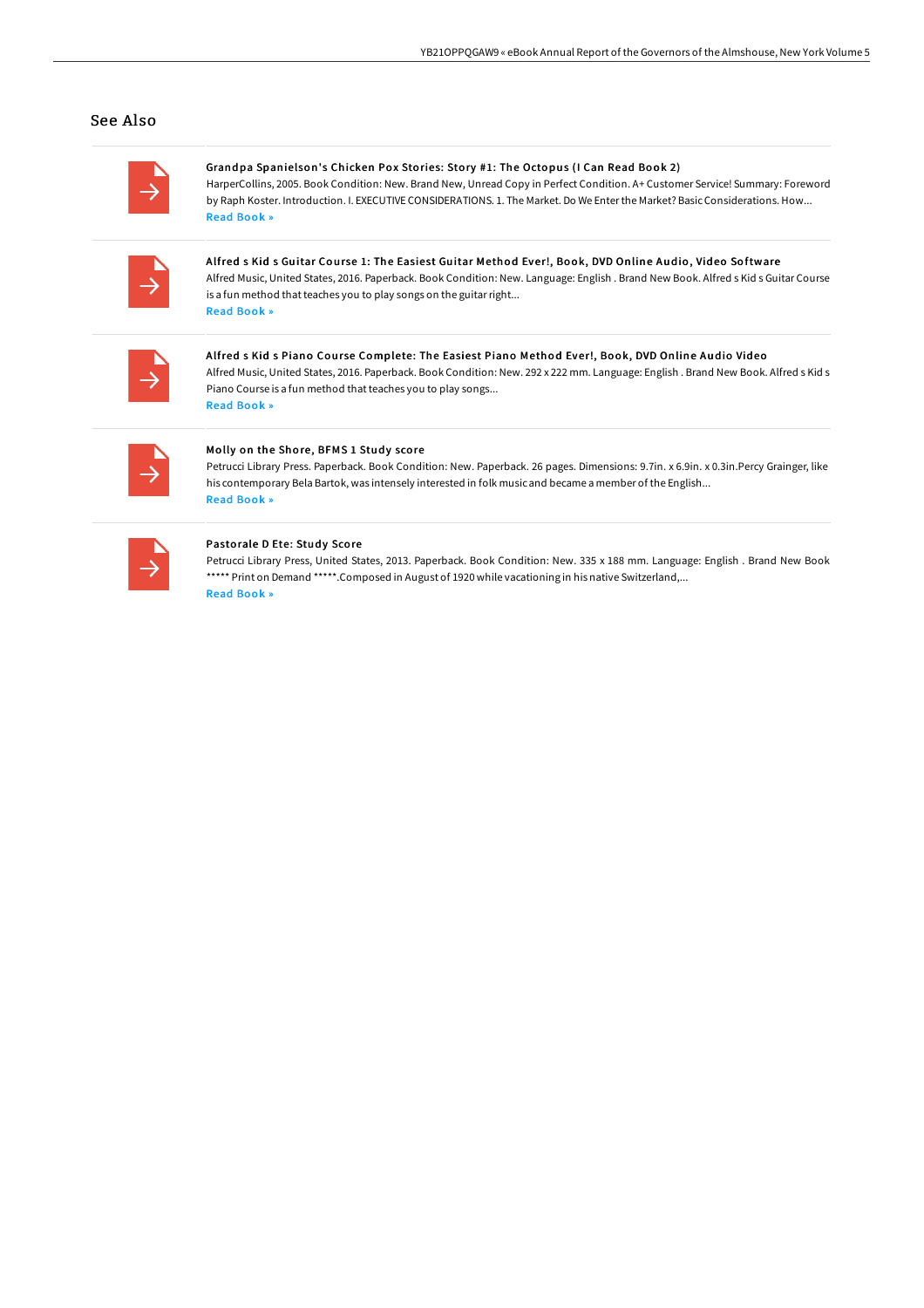## See Also

### Grandpa Spanielson's Chicken Pox Stories: Story #1: The Octopus (I Can Read Book 2)

HarperCollins, 2005. Book Condition: New. Brand New, Unread Copy in Perfect Condition. A+ Customer Service! Summary: Foreword by Raph Koster. Introduction. I. EXECUTIVE CONSIDERATIONS. 1. The Market. Do We Enter the Market? Basic Considerations. How...

Read Book »

### Alfred s Kid s Guitar Course 1: The Easiest Guitar Method Ever!, Book, DVD Online Audio, Video Software

Alfred Music, United States, 2016. Paperback. Book Condition: New. Language: English . Brand New Book. Alfred s Kid s Guitar Course is a fun method that teaches you to play songs on the guitar right...

Read Book »

### Alfred s Kid s Piano Course Complete: The Easiest Piano Method Ever!, Book, DVD Online Audio Video

Alfred Music, United States, 2016. Paperback. Book Condition: New. 292 x 222 mm. Language: English . Brand New Book. Alfred s Kid s Piano Course is a fun method that teaches you to play songs...

Read Book »

### Molly on the Shore, BFMS 1 Study score

Petrucci Library Press. Paperback. Book Condition: New. Paperback. 26 pages. Dimensions: 9.7in. x 6.9in. x 0.3in.Percy Grainger, like his contemporary Bela Bartok, was intensely interested in folk music and became a member of the English...

Read Book »

### Pastorale D Ete: Study Score

Petrucci Library Press, United States, 2013. Paperback. Book Condition: New. 335 x 188 mm. Language: English . Brand New Book ***** Print on Demand *****.Composed in August of 1920 while vacationing in his native Switzerland,...

Read Book »